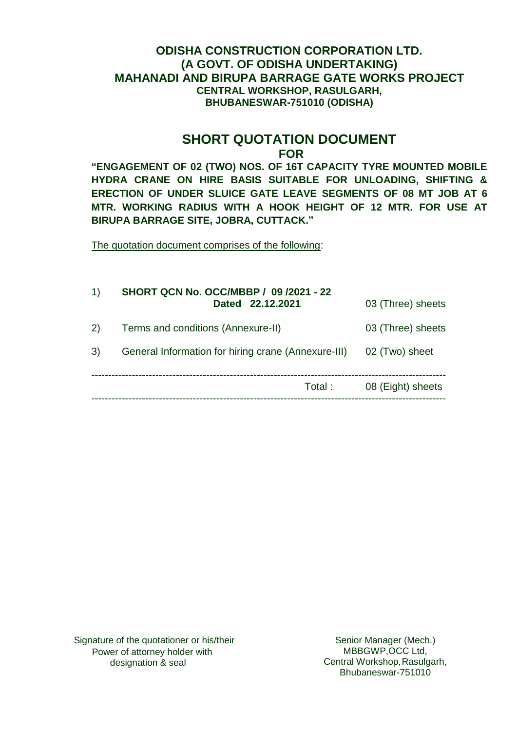# ODISHA CONSTRUCTION CORPORATION LTD.
## (A GOVT. OF ODISHA UNDERTAKING)
## MAHANADI AND BIRUPA BARRAGE GATE WORKS PROJECT
### CENTRAL WORKSHOP, RASULGARH,
### BHUBANESWAR-751010 (ODISHA)

# SHORT QUOTATION DOCUMENT
## FOR

**"ENGAGEMENT OF 02 (TWO) NOS. OF 16T CAPACITY TYRE MOUNTED MOBILE HYDRA CRANE ON HIRE BASIS SUITABLE FOR UNLOADING, SHIFTING & ERECTION OF UNDER SLUICE GATE LEAVE SEGMENTS OF 08 MT JOB AT 6 MTR. WORKING RADIUS WITH A HOOK HEIGHT OF 12 MTR. FOR USE AT BIRUPA BARRAGE SITE, JOBRA, CUTTACK."**

The quotation document comprises of the following:

| | | |
|---|---|---|
| 1) | **SHORT QCN No. OCC/MBBP / 09 /2021 - 22 Dated 22.12.2021** | 03 (Three) sheets |
| 2) | Terms and conditions (Annexure-II) | 03 (Three) sheets |
| 3) | General Information for hiring crane (Annexure-III) | 02 (Two) sheet |
| | Total : | 08 (Eight) sheets |

Signature of the quotationer or his/their Power of attorney holder with designation & seal

Senior Manager (Mech.)
MBBGWP,OCC Ltd,
Central Workshop, Rasulgarh,
Bhubaneswar-751010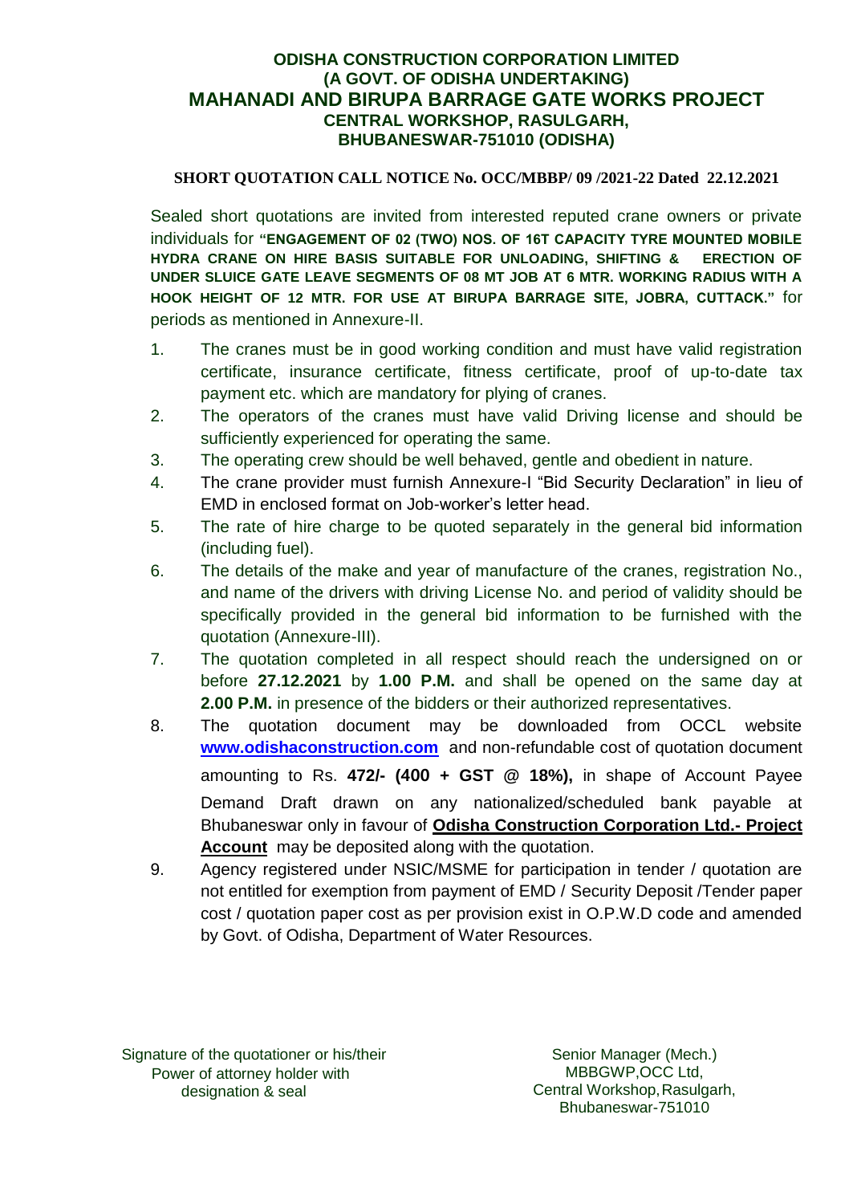# ODISHA CONSTRUCTION CORPORATION LIMITED
## (A GOVT. OF ODISHA UNDERTAKING)
# MAHANADI AND BIRUPA BARRAGE GATE WORKS PROJECT
## CENTRAL WORKSHOP, RASULGARH,
## BHUBANESWAR-751010 (ODISHA)

**SHORT QUOTATION CALL NOTICE No. OCC/MBBP/ 09 /2021-22 Dated 22.12.2021**

Sealed short quotations are invited from interested reputed crane owners or private individuals for **"ENGAGEMENT OF 02 (TWO) NOS. OF 16T CAPACITY TYRE MOUNTED MOBILE HYDRA CRANE ON HIRE BASIS SUITABLE FOR UNLOADING, SHIFTING & ERECTION OF UNDER SLUICE GATE LEAVE SEGMENTS OF 08 MT JOB AT 6 MTR. WORKING RADIUS WITH A HOOK HEIGHT OF 12 MTR. FOR USE AT BIRUPA BARRAGE SITE, JOBRA, CUTTACK."** for periods as mentioned in Annexure-II.

1. The cranes must be in good working condition and must have valid registration certificate, insurance certificate, fitness certificate, proof of up-to-date tax payment etc. which are mandatory for plying of cranes.
2. The operators of the cranes must have valid Driving license and should be sufficiently experienced for operating the same.
3. The operating crew should be well behaved, gentle and obedient in nature.
4. The crane provider must furnish Annexure-I "Bid Security Declaration" in lieu of EMD in enclosed format on Job-worker's letter head.
5. The rate of hire charge to be quoted separately in the general bid information (including fuel).
6. The details of the make and year of manufacture of the cranes, registration No., and name of the drivers with driving License No. and period of validity should be specifically provided in the general bid information to be furnished with the quotation (Annexure-III).
7. The quotation completed in all respect should reach the undersigned on or before **27.12.2021** by **1.00 P.M.** and shall be opened on the same day at **2.00 P.M.** in presence of the bidders or their authorized representatives.
8. The quotation document may be downloaded from OCCL website **www.odishaconstruction.com** and non-refundable cost of quotation document amounting to Rs. **472/- (400 + GST @ 18%),** in shape of Account Payee Demand Draft drawn on any nationalized/scheduled bank payable at Bhubaneswar only in favour of **Odisha Construction Corporation Ltd.- Project Account** may be deposited along with the quotation.
9. Agency registered under NSIC/MSME for participation in tender / quotation are not entitled for exemption from payment of EMD / Security Deposit /Tender paper cost / quotation paper cost as per provision exist in O.P.W.D code and amended by Govt. of Odisha, Department of Water Resources.

Signature of the quotationer or his/their Power of attorney holder with designation & seal

Senior Manager (Mech.)
MBBGWP,OCC Ltd,
Central Workshop, Rasulgarh,
Bhubaneswar-751010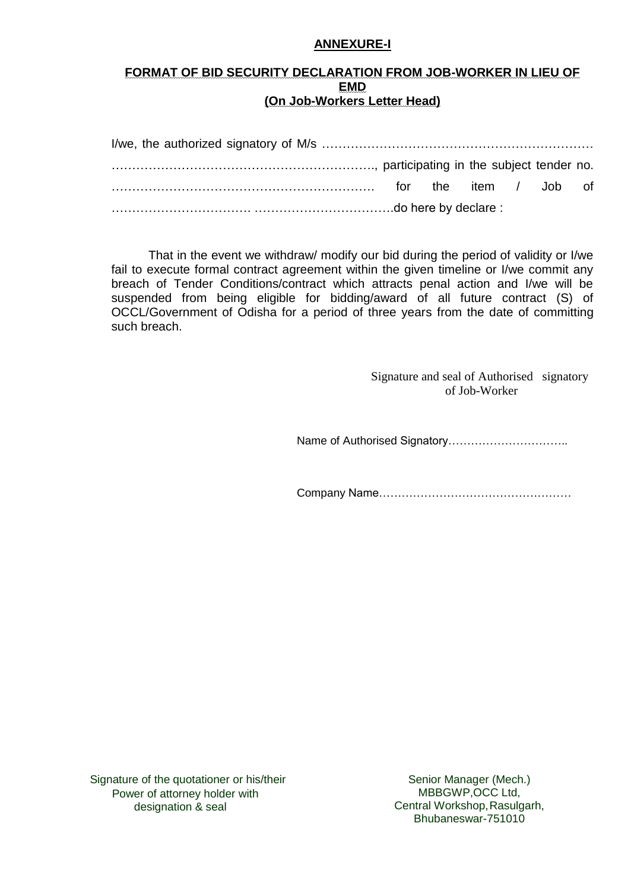## ANNEXURE-I

### FORMAT OF BID SECURITY DECLARATION FROM JOB-WORKER IN LIEU OF EMD
### (On Job-Workers Letter Head)

I/we, the authorized signatory of M/s ………………………………………………………… ………………………………………………………., participating in the subject tender no. ……………………………………………………… for the item / Job of …………………………… …………………………….do here by declare :

That in the event we withdraw/ modify our bid during the period of validity or I/we fail to execute formal contract agreement within the given timeline or I/we commit any breach of Tender Conditions/contract which attracts penal action and I/we will be suspended from being eligible for bidding/award of all future contract (S) of OCCL/Government of Odisha for a period of three years from the date of committing such breach.

Signature and seal of Authorised signatory of Job-Worker

Name of Authorised Signatory…………………………..

Company Name……………………………………………

Signature of the quotationer or his/their Power of attorney holder with designation & seal

Senior Manager (Mech.)
MBBGWP,OCC Ltd,
Central Workshop, Rasulgarh,
Bhubaneswar-751010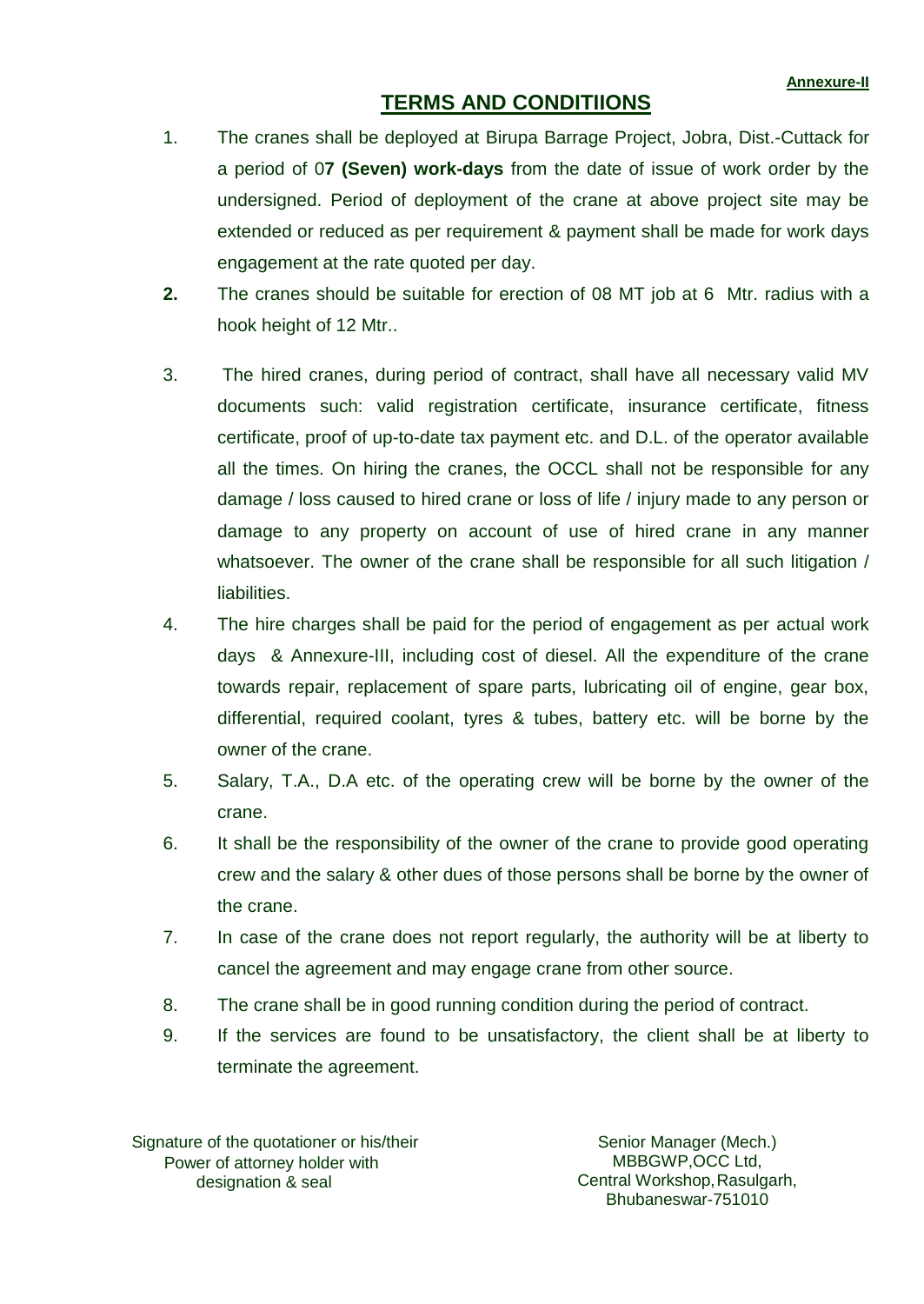**Annexure-II**

## TERMS AND CONDITIIONS

1. The cranes shall be deployed at Birupa Barrage Project, Jobra, Dist.-Cuttack for a period of 0**7 (Seven) work-days** from the date of issue of work order by the undersigned. Period of deployment of the crane at above project site may be extended or reduced as per requirement & payment shall be made for work days engagement at the rate quoted per day.
2. The cranes should be suitable for erection of 08 MT job at 6 Mtr. radius with a hook height of 12 Mtr..
3. The hired cranes, during period of contract, shall have all necessary valid MV documents such: valid registration certificate, insurance certificate, fitness certificate, proof of up-to-date tax payment etc. and D.L. of the operator available all the times. On hiring the cranes, the OCCL shall not be responsible for any damage / loss caused to hired crane or loss of life / injury made to any person or damage to any property on account of use of hired crane in any manner whatsoever. The owner of the crane shall be responsible for all such litigation / liabilities.
4. The hire charges shall be paid for the period of engagement as per actual work days & Annexure-III, including cost of diesel. All the expenditure of the crane towards repair, replacement of spare parts, lubricating oil of engine, gear box, differential, required coolant, tyres & tubes, battery etc. will be borne by the owner of the crane.
5. Salary, T.A., D.A etc. of the operating crew will be borne by the owner of the crane.
6. It shall be the responsibility of the owner of the crane to provide good operating crew and the salary & other dues of those persons shall be borne by the owner of the crane.
7. In case of the crane does not report regularly, the authority will be at liberty to cancel the agreement and may engage crane from other source.
8. The crane shall be in good running condition during the period of contract.
9. If the services are found to be unsatisfactory, the client shall be at liberty to terminate the agreement.

Signature of the quotationer or his/their
Power of attorney holder with
designation & seal

Senior Manager (Mech.)
MBBGWP,OCC Ltd,
Central Workshop, Rasulgarh,
Bhubaneswar-751010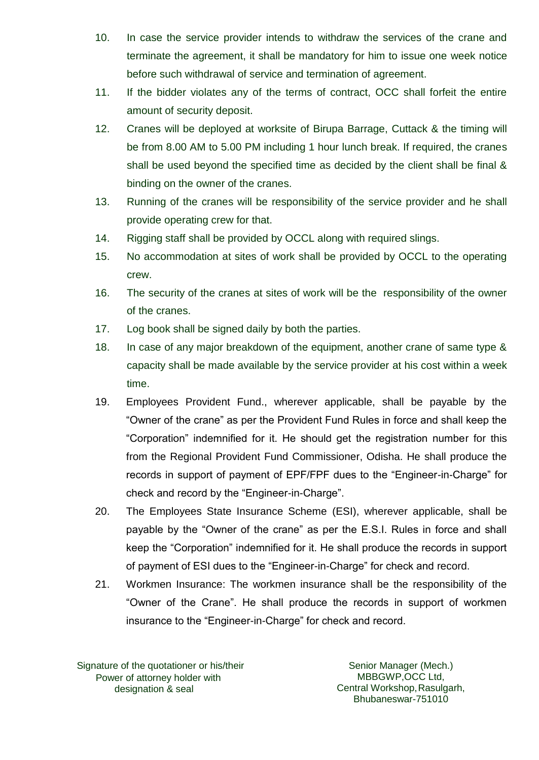10. In case the service provider intends to withdraw the services of the crane and terminate the agreement, it shall be mandatory for him to issue one week notice before such withdrawal of service and termination of agreement.
11. If the bidder violates any of the terms of contract, OCC shall forfeit the entire amount of security deposit.
12. Cranes will be deployed at worksite of Birupa Barrage, Cuttack & the timing will be from 8.00 AM to 5.00 PM including 1 hour lunch break. If required, the cranes shall be used beyond the specified time as decided by the client shall be final & binding on the owner of the cranes.
13. Running of the cranes will be responsibility of the service provider and he shall provide operating crew for that.
14. Rigging staff shall be provided by OCCL along with required slings.
15. No accommodation at sites of work shall be provided by OCCL to the operating crew.
16. The security of the cranes at sites of work will be the responsibility of the owner of the cranes.
17. Log book shall be signed daily by both the parties.
18. In case of any major breakdown of the equipment, another crane of same type & capacity shall be made available by the service provider at his cost within a week time.
19. Employees Provident Fund., wherever applicable, shall be payable by the "Owner of the crane" as per the Provident Fund Rules in force and shall keep the "Corporation" indemnified for it. He should get the registration number for this from the Regional Provident Fund Commissioner, Odisha. He shall produce the records in support of payment of EPF/FPF dues to the "Engineer-in-Charge" for check and record by the "Engineer-in-Charge".
20. The Employees State Insurance Scheme (ESI), wherever applicable, shall be payable by the "Owner of the crane" as per the E.S.I. Rules in force and shall keep the "Corporation" indemnified for it. He shall produce the records in support of payment of ESI dues to the "Engineer-in-Charge" for check and record.
21. Workmen Insurance: The workmen insurance shall be the responsibility of the "Owner of the Crane". He shall produce the records in support of workmen insurance to the "Engineer-in-Charge" for check and record.

Signature of the quotationer or his/their Power of attorney holder with designation & seal

Senior Manager (Mech.)
MBBGWP,OCC Ltd,
Central Workshop, Rasulgarh,
Bhubaneswar-751010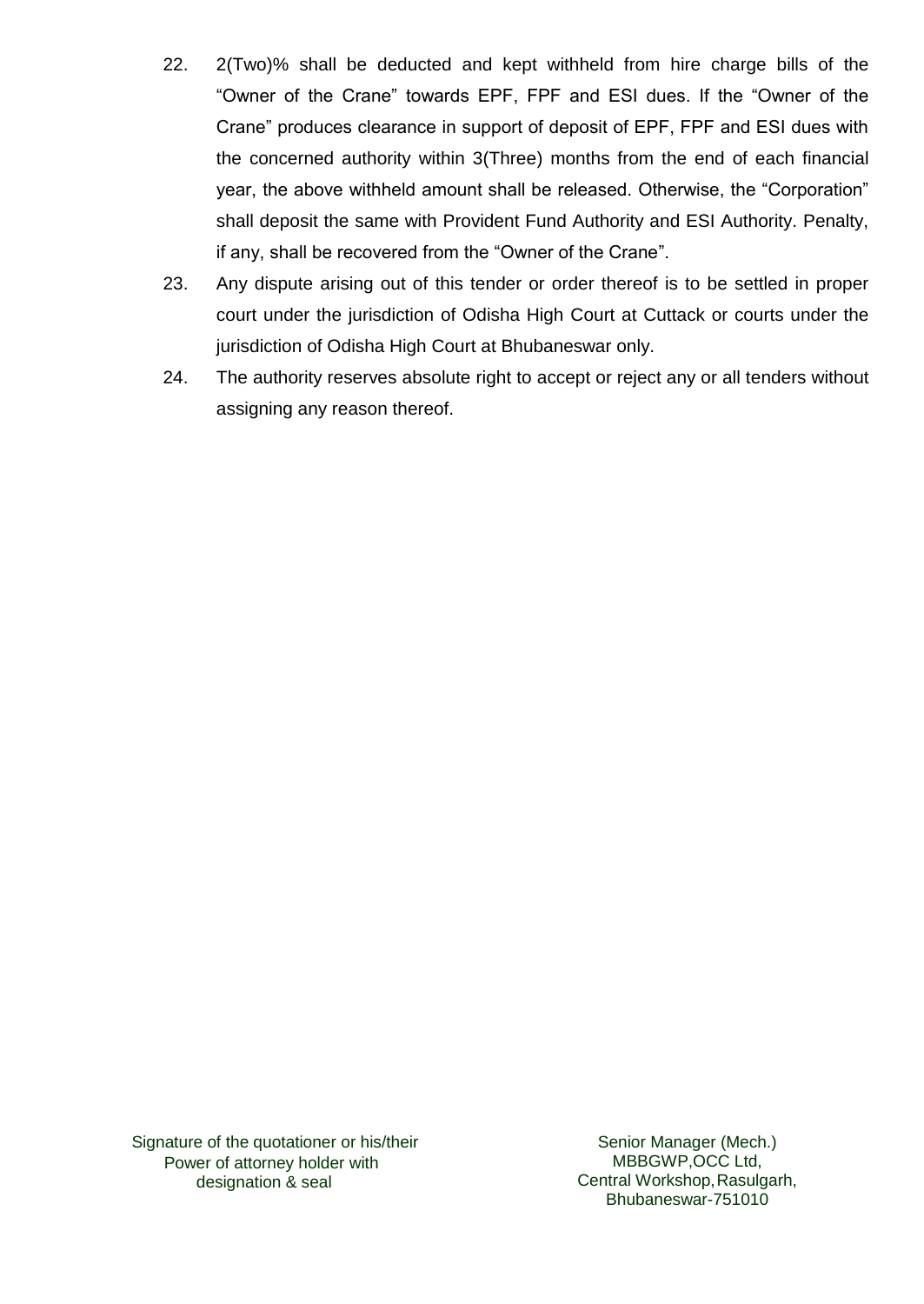22. 2(Two)% shall be deducted and kept withheld from hire charge bills of the "Owner of the Crane" towards EPF, FPF and ESI dues. If the "Owner of the Crane" produces clearance in support of deposit of EPF, FPF and ESI dues with the concerned authority within 3(Three) months from the end of each financial year, the above withheld amount shall be released. Otherwise, the "Corporation" shall deposit the same with Provident Fund Authority and ESI Authority. Penalty, if any, shall be recovered from the "Owner of the Crane".
23. Any dispute arising out of this tender or order thereof is to be settled in proper court under the jurisdiction of Odisha High Court at Cuttack or courts under the jurisdiction of Odisha High Court at Bhubaneswar only.
24. The authority reserves absolute right to accept or reject any or all tenders without assigning any reason thereof.

Signature of the quotationer or his/their
Power of attorney holder with
designation & seal

Senior Manager (Mech.)
MBBGWP,OCC Ltd,
Central Workshop, Rasulgarh,
Bhubaneswar-751010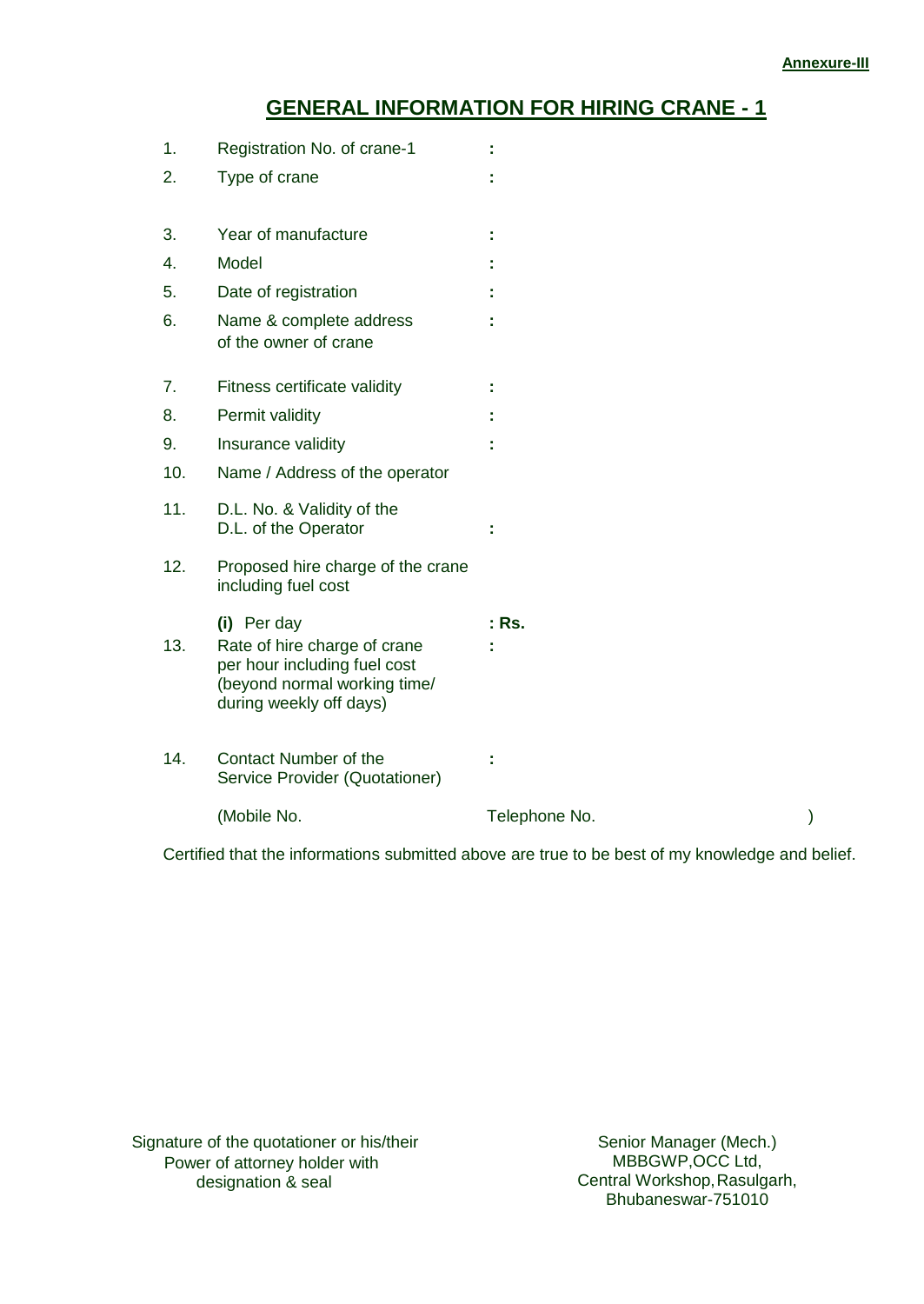**Annexure-III**

## GENERAL INFORMATION FOR HIRING CRANE - 1

| | | |
|---|---|---|
| 1. | Registration No. of crane-1 | : |
| 2. | Type of crane | : |
| 3. | Year of manufacture | : |
| 4. | Model | : |
| 5. | Date of registration | : |
| 6. | Name & complete address of the owner of crane | : |
| 7. | Fitness certificate validity | : |
| 8. | Permit validity | : |
| 9. | Insurance validity | : |
| 10. | Name / Address of the operator | |
| 11. | D.L. No. & Validity of the D.L. of the Operator | : |
| 12. | Proposed hire charge of the crane including fuel cost | |
| | **(i)** Per day | **: Rs.** |
| 13. | Rate of hire charge of crane per hour including fuel cost (beyond normal working time/ during weekly off days) | : |
| 14. | Contact Number of the Service Provider (Quotationer) | : |
| | (Mobile No. | Telephone No. ) |

Certified that the informations submitted above are true to be best of my knowledge and belief.

Signature of the quotationer or his/their
Power of attorney holder with
designation & seal

Senior Manager (Mech.)
MBBGWP,OCC Ltd,
Central Workshop, Rasulgarh,
Bhubaneswar-751010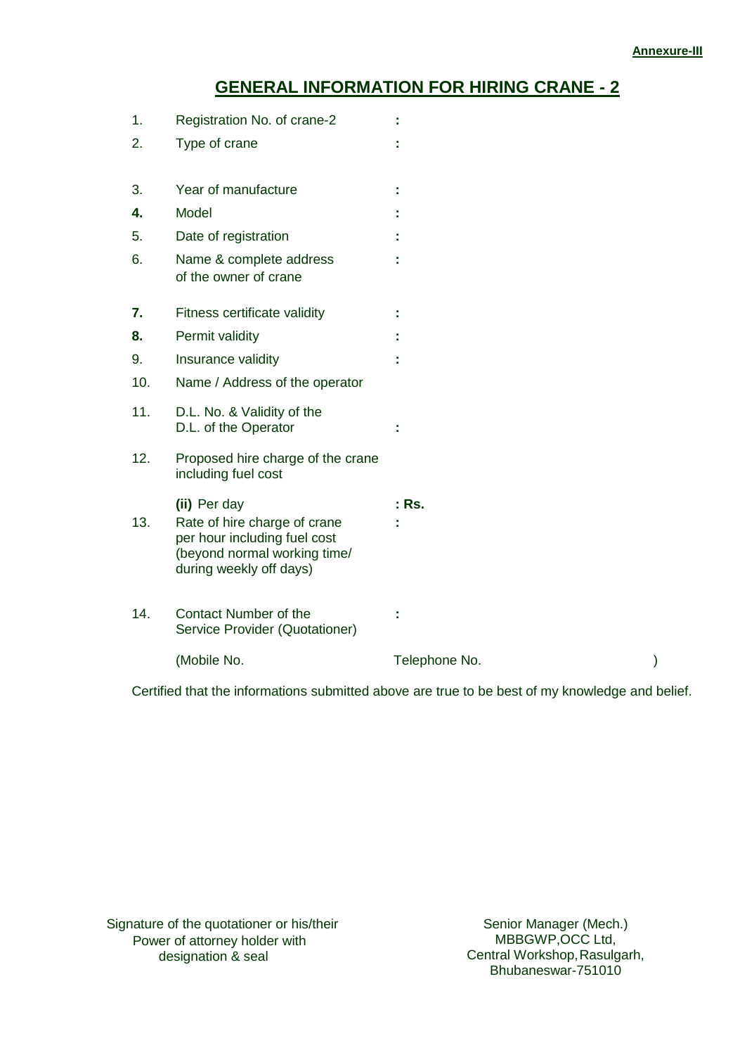**Annexure-III**

## GENERAL INFORMATION FOR HIRING CRANE - 2

| | | |
|---|---|---|
| 1. | Registration No. of crane-2 | : |
| 2. | Type of crane | : |
| 3. | Year of manufacture | : |
| **4.** | Model | : |
| 5. | Date of registration | : |
| 6. | Name & complete address of the owner of crane | : |
| **7.** | Fitness certificate validity | : |
| **8.** | Permit validity | : |
| 9. | Insurance validity | : |
| 10. | Name / Address of the operator | |
| 11. | D.L. No. & Validity of the D.L. of the Operator | : |
| 12. | Proposed hire charge of the crane including fuel cost | |
| | **(ii)** Per day | **: Rs.** |
| 13. | Rate of hire charge of crane per hour including fuel cost (beyond normal working time/ during weekly off days) | : |
| 14. | Contact Number of the Service Provider (Quotationer) | : |
| | (Mobile No. | Telephone No. ) |

Certified that the informations submitted above are true to be best of my knowledge and belief.

Signature of the quotationer or his/their
Power of attorney holder with
designation & seal

Senior Manager (Mech.)
MBBGWP,OCC Ltd,
Central Workshop, Rasulgarh,
Bhubaneswar-751010